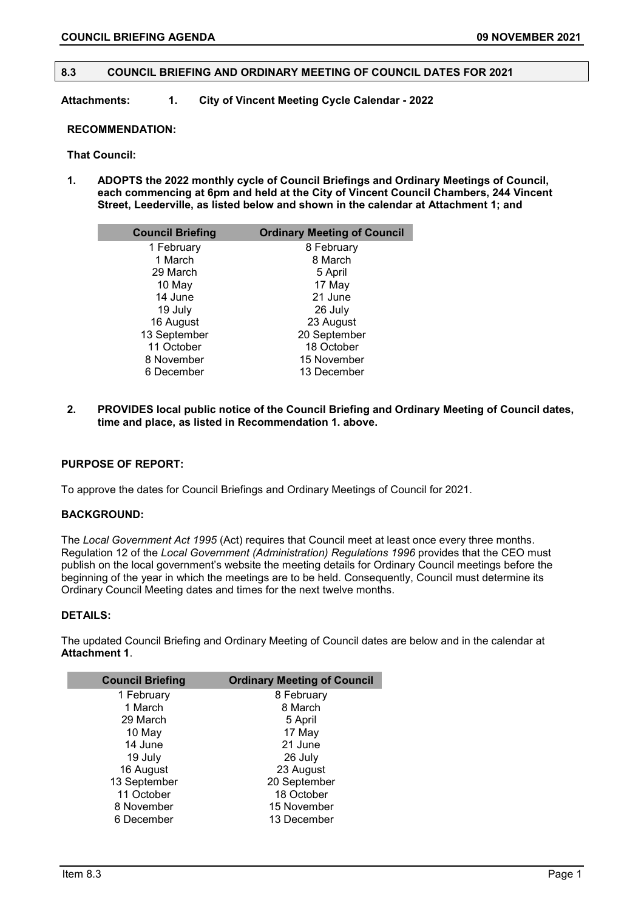## 8.3 COUNCIL BRIEFING AND ORDINARY MEETING OF COUNCIL DATES FOR 2021

**Attachments: 1. City of Vincent Meeting Cycle Calendar - 2022**

**RECOMMENDATION:**

**That Council:**

1. **ADOPTS the 2022 monthly cycle of Council Briefings and Ordinary Meetings of Council, each commencing at 6pm and held at the City of Vincent Council Chambers, 244 Vincent Street, Leederville, as listed below and shown in the calendar at Attachment 1; and**

| Council Briefing | Ordinary Meeting of Council |
|---|---|
| 1 February | 8 February |
| 1 March | 8 March |
| 29 March | 5 April |
| 10 May | 17 May |
| 14 June | 21 June |
| 19 July | 26 July |
| 16 August | 23 August |
| 13 September | 20 September |
| 11 October | 18 October |
| 8 November | 15 November |
| 6 December | 13 December |

2. **PROVIDES local public notice of the Council Briefing and Ordinary Meeting of Council dates, time and place, as listed in Recommendation 1. above.**

**PURPOSE OF REPORT:**

To approve the dates for Council Briefings and Ordinary Meetings of Council for 2021.

**BACKGROUND:**

The *Local Government Act 1995* (Act) requires that Council meet at least once every three months. Regulation 12 of the *Local Government (Administration) Regulations 1996* provides that the CEO must publish on the local government's website the meeting details for Ordinary Council meetings before the beginning of the year in which the meetings are to be held. Consequently, Council must determine its Ordinary Council Meeting dates and times for the next twelve months.

**DETAILS:**

The updated Council Briefing and Ordinary Meeting of Council dates are below and in the calendar at **Attachment 1**.

| Council Briefing | Ordinary Meeting of Council |
|---|---|
| 1 February | 8 February |
| 1 March | 8 March |
| 29 March | 5 April |
| 10 May | 17 May |
| 14 June | 21 June |
| 19 July | 26 July |
| 16 August | 23 August |
| 13 September | 20 September |
| 11 October | 18 October |
| 8 November | 15 November |
| 6 December | 13 December |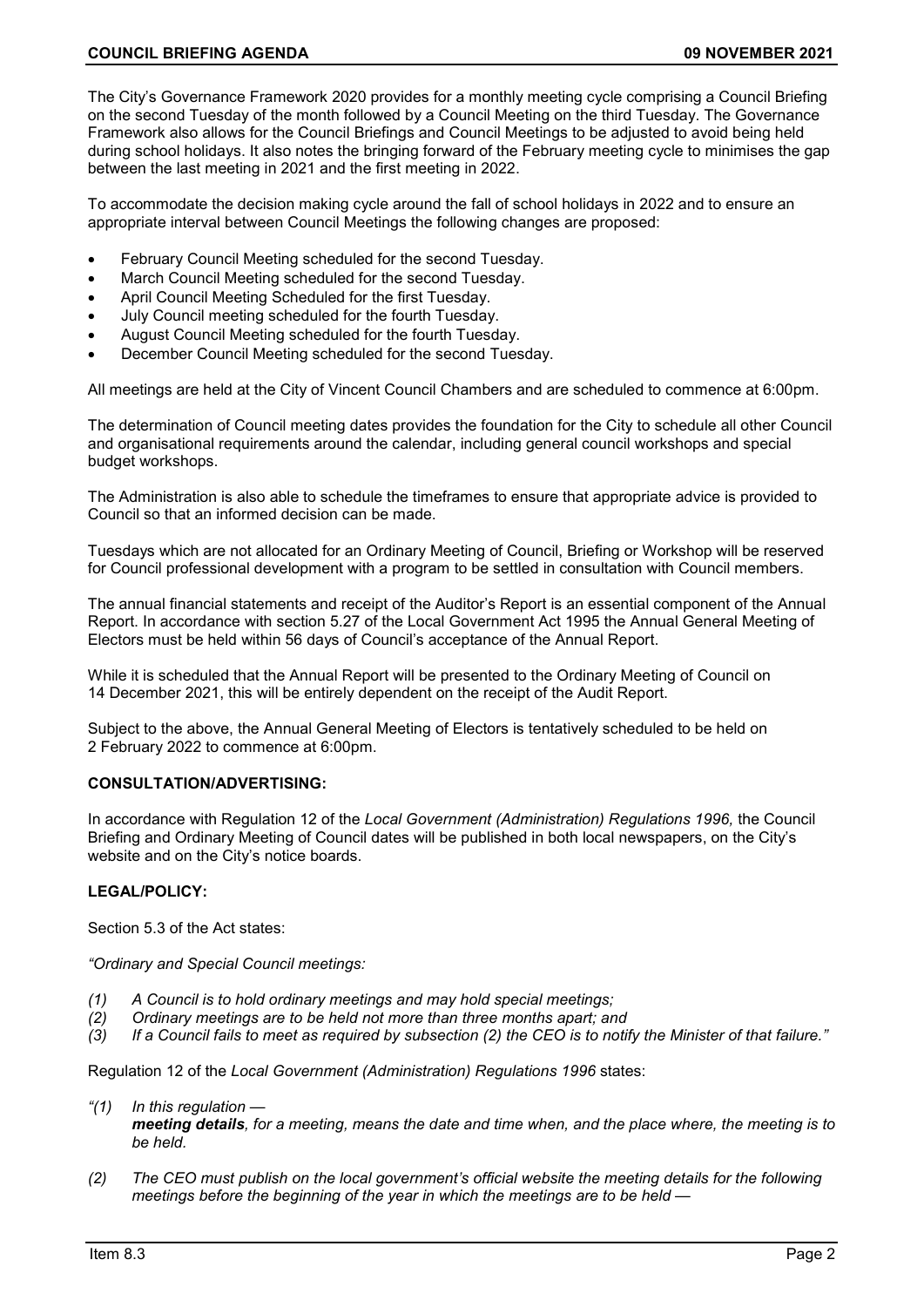The City's Governance Framework 2020 provides for a monthly meeting cycle comprising a Council Briefing on the second Tuesday of the month followed by a Council Meeting on the third Tuesday. The Governance Framework also allows for the Council Briefings and Council Meetings to be adjusted to avoid being held during school holidays. It also notes the bringing forward of the February meeting cycle to minimises the gap between the last meeting in 2021 and the first meeting in 2022.

To accommodate the decision making cycle around the fall of school holidays in 2022 and to ensure an appropriate interval between Council Meetings the following changes are proposed:

- February Council Meeting scheduled for the second Tuesday.
- March Council Meeting scheduled for the second Tuesday.
- April Council Meeting Scheduled for the first Tuesday.
- July Council meeting scheduled for the fourth Tuesday.
- August Council Meeting scheduled for the fourth Tuesday.
- December Council Meeting scheduled for the second Tuesday.

All meetings are held at the City of Vincent Council Chambers and are scheduled to commence at 6:00pm.

The determination of Council meeting dates provides the foundation for the City to schedule all other Council and organisational requirements around the calendar, including general council workshops and special budget workshops.

The Administration is also able to schedule the timeframes to ensure that appropriate advice is provided to Council so that an informed decision can be made.

Tuesdays which are not allocated for an Ordinary Meeting of Council, Briefing or Workshop will be reserved for Council professional development with a program to be settled in consultation with Council members.

The annual financial statements and receipt of the Auditor's Report is an essential component of the Annual Report. In accordance with section 5.27 of the Local Government Act 1995 the Annual General Meeting of Electors must be held within 56 days of Council's acceptance of the Annual Report.

While it is scheduled that the Annual Report will be presented to the Ordinary Meeting of Council on 14 December 2021, this will be entirely dependent on the receipt of the Audit Report.

Subject to the above, the Annual General Meeting of Electors is tentatively scheduled to be held on 2 February 2022 to commence at 6:00pm.

**CONSULTATION/ADVERTISING:**

In accordance with Regulation 12 of the *Local Government (Administration) Regulations 1996,* the Council Briefing and Ordinary Meeting of Council dates will be published in both local newspapers, on the City's website and on the City's notice boards.

**LEGAL/POLICY:**

Section 5.3 of the Act states:

*"Ordinary and Special Council meetings:*

*(1) A Council is to hold ordinary meetings and may hold special meetings;*
*(2) Ordinary meetings are to be held not more than three months apart; and*
*(3) If a Council fails to meet as required by subsection (2) the CEO is to notify the Minister of that failure."*

Regulation 12 of the *Local Government (Administration) Regulations 1996* states:

*"(1) In this regulation —*
***meeting details**, for a meeting, means the date and time when, and the place where, the meeting is to be held.*

*(2) The CEO must publish on the local government's official website the meeting details for the following meetings before the beginning of the year in which the meetings are to be held —*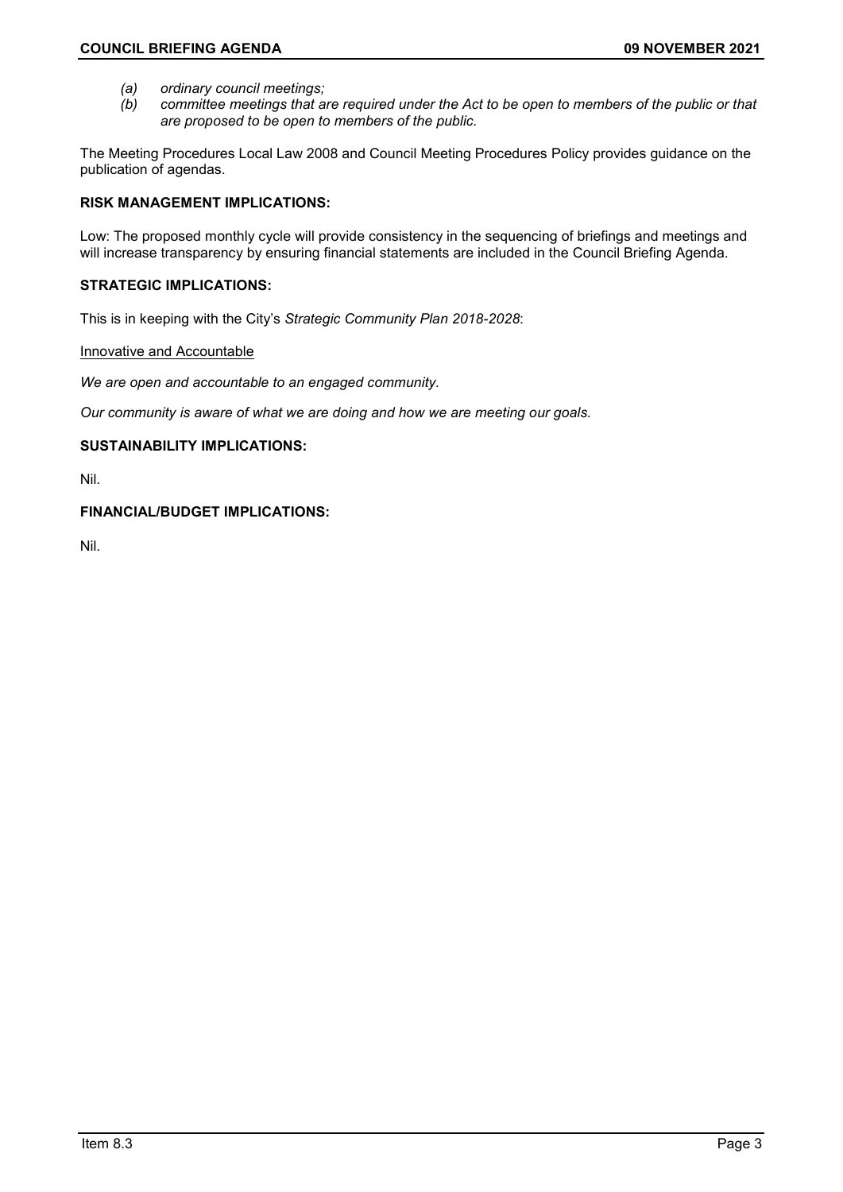*(a) ordinary council meetings;*
*(b) committee meetings that are required under the Act to be open to members of the public or that are proposed to be open to members of the public.*

The Meeting Procedures Local Law 2008 and Council Meeting Procedures Policy provides guidance on the publication of agendas.

**RISK MANAGEMENT IMPLICATIONS:**

Low: The proposed monthly cycle will provide consistency in the sequencing of briefings and meetings and will increase transparency by ensuring financial statements are included in the Council Briefing Agenda.

**STRATEGIC IMPLICATIONS:**

This is in keeping with the City's *Strategic Community Plan 2018-2028*:

<u>Innovative and Accountable</u>

*We are open and accountable to an engaged community.*

*Our community is aware of what we are doing and how we are meeting our goals.*

**SUSTAINABILITY IMPLICATIONS:**

Nil.

**FINANCIAL/BUDGET IMPLICATIONS:**

Nil.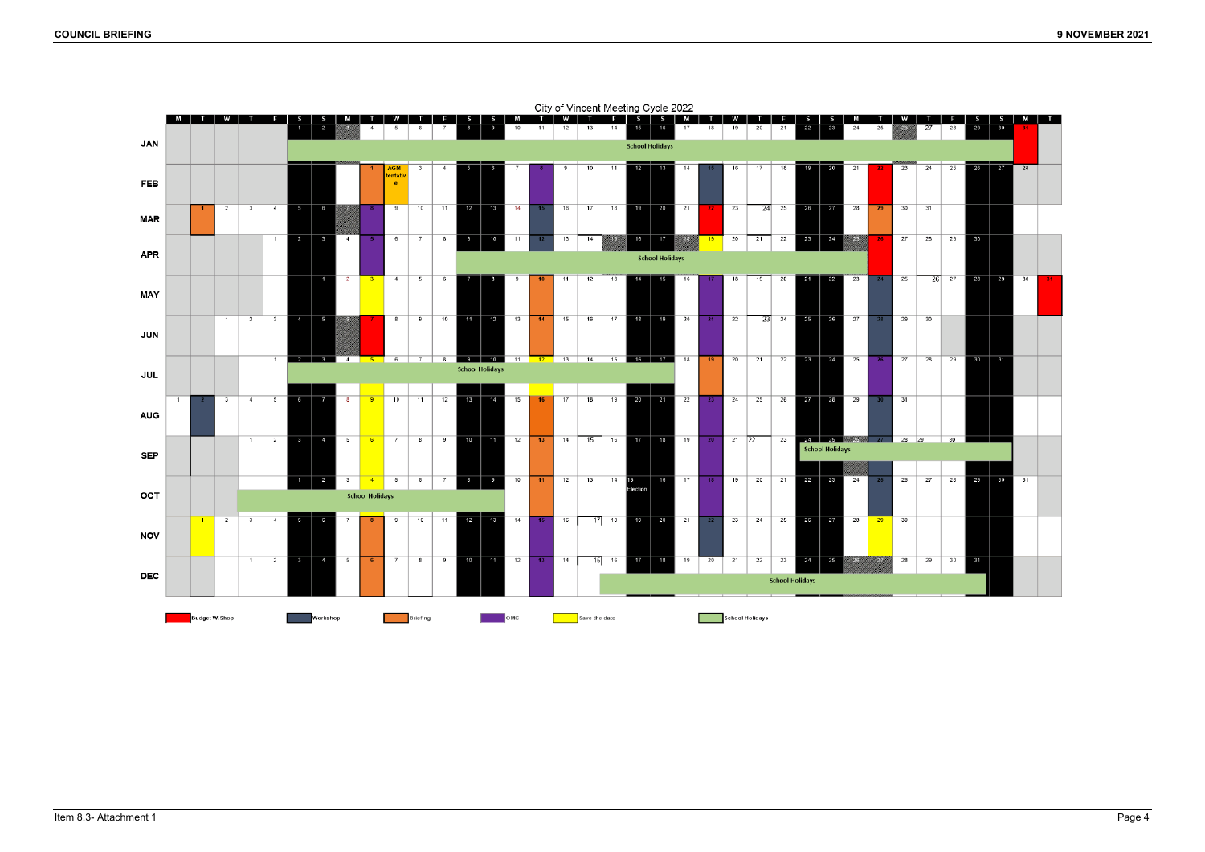## City of Vincent Meeting Cycle 2022

| | M | T | W | T | F | S | S | M | T | W | T | F | S | S | M | T | W | T | F | S | S | M | T | W | T | F | S | S | M | T | W | T | F | S | S | M | T |
|---|---|---|---|---|---|---|---|---|---|---|---|---|---|---|---|---|---|---|---|---|---|---|---|---|---|---|---|---|---|---|---|---|---|---|---|---|---|
| JAN | | | | | | 1 | 2 | 3 | 4 | 5 | 6 | 7 | 8 | 9 | 10 | 11 | 12 | 13 | 14 | 15 School Holidays | 16 | 17 | 18 | 19 | 20 | 21 | 22 | 23 | 24 | 25 | 26 | 27 | 28 | 29 | 30 | 31 | |
| FEB | | | | | | | | | 1 | 2 AGM - tentative | 3 | 4 | 5 | 6 | 7 | 8 | 9 | 10 | 11 | 12 | 13 | 14 | 15 | 16 | 17 | 18 | 19 | 20 | 21 | 22 | 23 | 24 | 25 | 26 | 27 | 28 | |
| MAR | | 1 | 2 | 3 | 4 | 5 | 6 | 7 | 8 | 9 | 10 | 11 | 12 | 13 | 14 | 15 | 16 | 17 | 18 | 19 | 20 | 21 | 22 | 23 | 24 | 25 | 26 | 27 | 28 | 29 | 30 | 31 | | | | | |
| APR | | | | | 1 | 2 | 3 | 4 | 5 | 6 | 7 | 8 | 9 | 10 | 11 | 12 | 13 | 14 | 15 | 16 | 17 School Holidays | 18 | 19 | 20 | 21 | 22 | 23 | 24 | 25 | 26 | 27 | 28 | 29 | 30 | | | |
| MAY | | | | | | | 1 | 2 | 3 | 4 | 5 | 6 | 7 | 8 | 9 | 10 | 11 | 12 | 13 | 14 | 15 | 16 | 17 | 18 | 19 | 20 | 21 | 22 | 23 | 24 | 25 | 26 | 27 | 28 | 29 | 30 | 31 |
| JUN | | | 1 | 2 | 3 | 4 | 5 | 6 | 7 | 8 | 9 | 10 | 11 | 12 | 13 | 14 | 15 | 16 | 17 | 18 | 19 | 20 | 21 | 22 | 23 | 24 | 25 | 26 | 27 | 28 | 29 | 30 | | | | | |
| JUL | | | | | 1 | 2 | 3 | 4 | 5 | 6 | 7 | 8 | 9 School Holidays | 10 | 11 | 12 | 13 | 14 | 15 | 16 | 17 | 18 | 19 | 20 | 21 | 22 | 23 | 24 | 25 | 26 | 27 | 28 | 29 | 30 | 31 | | |
| AUG | 1 | 2 | 3 | 4 | 5 | 6 | 7 | 8 | 9 | 10 | 11 | 12 | 13 | 14 | 15 | 16 | 17 | 18 | 19 | 20 | 21 | 22 | 23 | 24 | 25 | 26 | 27 | 28 | 29 | 30 | 31 | | | | | | |
| SEP | | | | 1 | 2 | 3 | 4 | 5 | 6 | 7 | 8 | 9 | 10 | 11 | 12 | 13 | 14 | 15 | 16 | 17 | 18 | 19 | 20 | 21 | 22 | 23 | 24 School Holidays | 25 | 26 | 27 | 28 | 29 | 30 | | | | |
| OCT | | | | | | 1 | 2 | 3 | 4 School Holidays | 5 | 6 | 7 | 8 | 9 | 10 | 11 | 12 | 13 | 14 | 15 Election | 16 | 17 | 18 | 19 | 20 | 21 | 22 | 23 | 24 | 25 | 26 | 27 | 28 | 29 | 30 | 31 | |
| NOV | | 1 | 2 | 3 | 4 | 5 | 6 | 7 | 8 | 9 | 10 | 11 | 12 | 13 | 14 | 15 | 16 | 17 | 18 | 19 | 20 | 21 | 22 | 23 | 24 | 25 | 26 | 27 | 28 | 29 | 30 | | | | | | |
| DEC | | | | 1 | 2 | 3 | 4 | 5 | 6 | 7 | 8 | 9 | 10 | 11 | 12 | 13 | 14 | 15 | 16 | 17 | 18 | 19 | 20 | 21 | 22 | 23 School Holidays | 24 | 25 | 26 | 27 | 28 | 29 | 30 | 31 | | | |

Budget W/Shop

Workshop

Briefing

OMC

Save the date

School Holidays